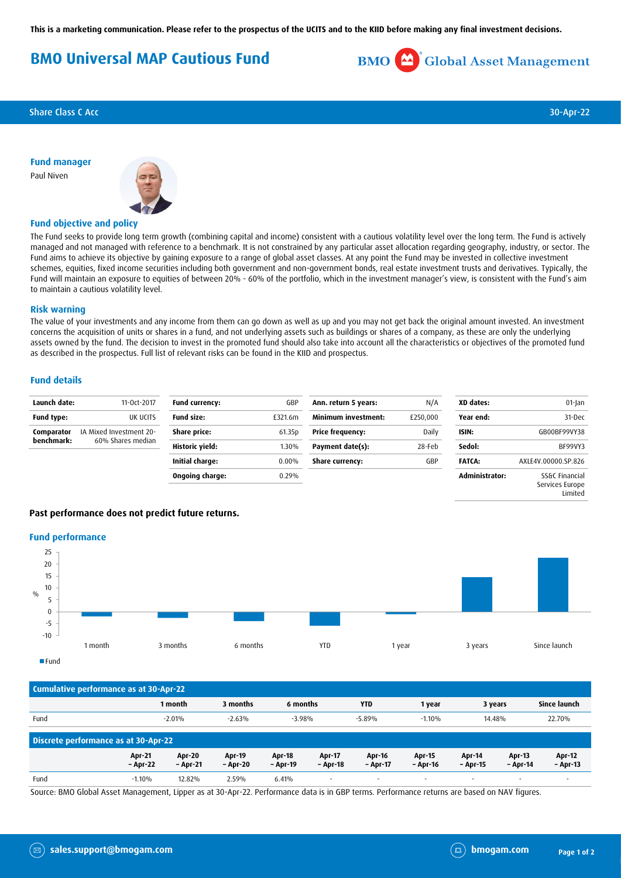This is a marketing communication. Please refer to the prospectus of the UCITS and to the KIID before making any final investment decisions.

# BMO Universal MAP Cautious Fund

BMO Global Asset Management

Share Class C Acc — 30-Apr-22

## Fund manager

Paul Niven

## Fund objective and policy

The Fund seeks to provide long term growth (combining capital and income) consistent with a cautious volatility level over the long term. The Fund is actively managed and not managed with reference to a benchmark. It is not constrained by any particular asset allocation regarding geography, industry, or sector. The Fund aims to achieve its objective by gaining exposure to a range of global asset classes. At any point the Fund may be invested in collective investment schemes, equities, fixed income securities including both government and non-government bonds, real estate investment trusts and derivatives. Typically, the Fund will maintain an exposure to equities of between 20% - 60% of the portfolio, which in the investment manager's view, is consistent with the Fund's aim to maintain a cautious volatility level.

## Risk warning

The value of your investments and any income from them can go down as well as up and you may not get back the original amount invested. An investment concerns the acquisition of units or shares in a fund, and not underlying assets such as buildings or shares of a company, as these are only the underlying assets owned by the fund. The decision to invest in the promoted fund should also take into account all the characteristics or objectives of the promoted fund as described in the prospectus. Full list of relevant risks can be found in the KIID and prospectus.

## Fund details

| | |
|---|---|
| **Launch date:** | 11-Oct-2017 |
| **Fund type:** | UK UCITS |
| **Comparator benchmark:** | IA Mixed Investment 20-60% Shares median |

| | |
|---|---|
| **Fund currency:** | GBP |
| **Fund size:** | £321.6m |
| **Share price:** | 61.35p |
| **Historic yield:** | 1.30% |
| **Initial charge:** | 0.00% |
| **Ongoing charge:** | 0.29% |

| | |
|---|---|
| **Ann. return 5 years:** | N/A |
| **Minimum investment:** | £250,000 |
| **Price frequency:** | Daily |
| **Payment date(s):** | 28-Feb |
| **Share currency:** | GBP |

| | |
|---|---|
| **XD dates:** | 01-Jan |
| **Year end:** | 31-Dec |
| **ISIN:** | GB00BF99VY38 |
| **Sedol:** | BF99VY3 |
| **FATCA:** | AXLE4V.00000.SP.826 |
| **Administrator:** | SS&C Financial Services Europe Limited |

**Past performance does not predict future returns.**

## Fund performance

| Cumulative performance as at 30-Apr-22 | 1 month | 3 months | 6 months | YTD | 1 year | 3 years | Since launch |
|---|---|---|---|---|---|---|---|
| Fund | -2.01% | -2.63% | -3.98% | -5.89% | -1.10% | 14.48% | 22.70% |

| Discrete performance as at 30-Apr-22 | Apr-21 – Apr-22 | Apr-20 – Apr-21 | Apr-19 – Apr-20 | Apr-18 – Apr-19 | Apr-17 – Apr-18 | Apr-16 – Apr-17 | Apr-15 – Apr-16 | Apr-14 – Apr-15 | Apr-13 – Apr-14 | Apr-12 – Apr-13 |
|---|---|---|---|---|---|---|---|---|---|---|
| Fund | -1.10% | 12.82% | 2.59% | 6.41% | - | - | - | - | - | - |

Source: BMO Global Asset Management, Lipper as at 30-Apr-22. Performance data is in GBP terms. Performance returns are based on NAV figures.

sales.support@bmogam.com

bmogam.com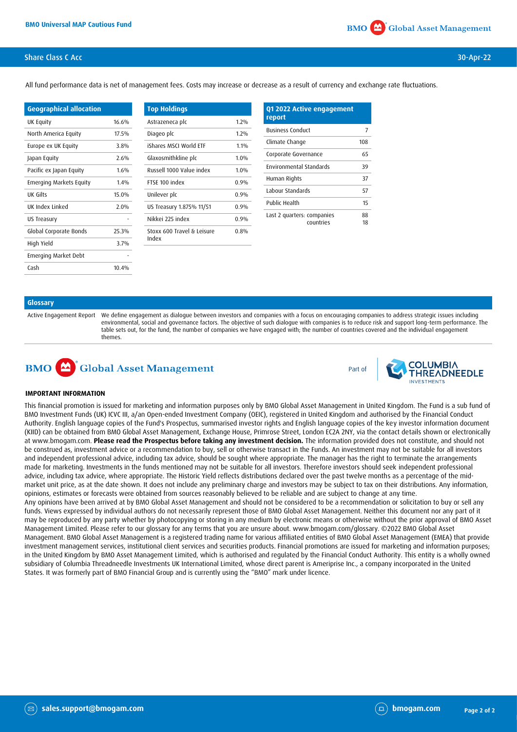All fund performance data is net of management fees. Costs may increase or decrease as a result of currency and exchange rate fluctuations.

| Geographical allocation | |
|---|---|
| UK Equity | 16.6% |
| North America Equity | 17.5% |
| Europe ex UK Equity | 3.8% |
| Japan Equity | 2.6% |
| Pacific ex Japan Equity | 1.6% |
| Emerging Markets Equity | 1.4% |
| UK Gilts | 15.0% |
| UK Index Linked | 2.0% |
| US Treasury | - |
| Global Corporate Bonds | 25.3% |
| High Yield | 3.7% |
| Emerging Market Debt | - |
| Cash | 10.4% |

| Top Holdings | |
|---|---|
| Astrazeneca plc | 1.2% |
| Diageo plc | 1.2% |
| iShares MSCI World ETF | 1.1% |
| Glaxosmithkline plc | 1.0% |
| Russell 1000 Value index | 1.0% |
| FTSE 100 index | 0.9% |
| Unilever plc | 0.9% |
| US Treasury 1.875% 11/51 | 0.9% |
| Nikkei 225 index | 0.9% |
| Stoxx 600 Travel & Leisure Index | 0.8% |

| Q1 2022 Active engagement report | |
|---|---|
| Business Conduct | 7 |
| Climate Change | 108 |
| Corporate Governance | 65 |
| Environmental Standards | 39 |
| Human Rights | 37 |
| Labour Standards | 57 |
| Public Health | 15 |
| Last 2 quarters: companies | 88 |
| countries | 18 |

## Glossary

**Active Engagement Report** We define engagement as dialogue between investors and companies with a focus on encouraging companies to address strategic issues including environmental, social and governance factors. The objective of such dialogue with companies is to reduce risk and support long-term performance. The table sets out, for the fund, the number of companies we have engaged with; the number of countries covered and the individual engagement themes.

BMO Global Asset Management

Part of COLUMBIA THREADNEEDLE INVESTMENTS

### IMPORTANT INFORMATION

This financial promotion is issued for marketing and information purposes only by BMO Global Asset Management in United Kingdom. The Fund is a sub fund of BMO Investment Funds (UK) ICVC III, a/an Open-ended Investment Company (OEIC), registered in United Kingdom and authorised by the Financial Conduct Authority. English language copies of the Fund's Prospectus, summarised investor rights and English language copies of the key investor information document (KIID) can be obtained from BMO Global Asset Management, Exchange House, Primrose Street, London EC2A 2NY, via the contact details shown or electronically at www.bmogam.com. **Please read the Prospectus before taking any investment decision.** The information provided does not constitute, and should not be construed as, investment advice or a recommendation to buy, sell or otherwise transact in the Funds. An investment may not be suitable for all investors and independent professional advice, including tax advice, should be sought where appropriate. The manager has the right to terminate the arrangements made for marketing. Investments in the funds mentioned may not be suitable for all investors. Therefore investors should seek independent professional advice, including tax advice, where appropriate. The Historic Yield reflects distributions declared over the past twelve months as a percentage of the mid-market unit price, as at the date shown. It does not include any preliminary charge and investors may be subject to tax on their distributions. Any information, opinions, estimates or forecasts were obtained from sources reasonably believed to be reliable and are subject to change at any time.
Any opinions have been arrived at by BMO Global Asset Management and should not be considered to be a recommendation or solicitation to buy or sell any funds. Views expressed by individual authors do not necessarily represent those of BMO Global Asset Management. Neither this document nor any part of it may be reproduced by any party whether by photocopying or storing in any medium by electronic means or otherwise without the prior approval of BMO Asset Management Limited. Please refer to our glossary for any terms that you are unsure about. www.bmogam.com/glossary. ©2022 BMO Global Asset Management. BMO Global Asset Management is a registered trading name for various affiliated entities of BMO Global Asset Management (EMEA) that provide investment management services, institutional client services and securities products. Financial promotions are issued for marketing and information purposes; in the United Kingdom by BMO Asset Management Limited, which is authorised and regulated by the Financial Conduct Authority. This entity is a wholly owned subsidiary of Columbia Threadneedle Investments UK International Limited, whose direct parent is Ameriprise Inc., a company incorporated in the United States. It was formerly part of BMO Financial Group and is currently using the "BMO" mark under licence.

sales.support@bmogam.com

bmogam.com